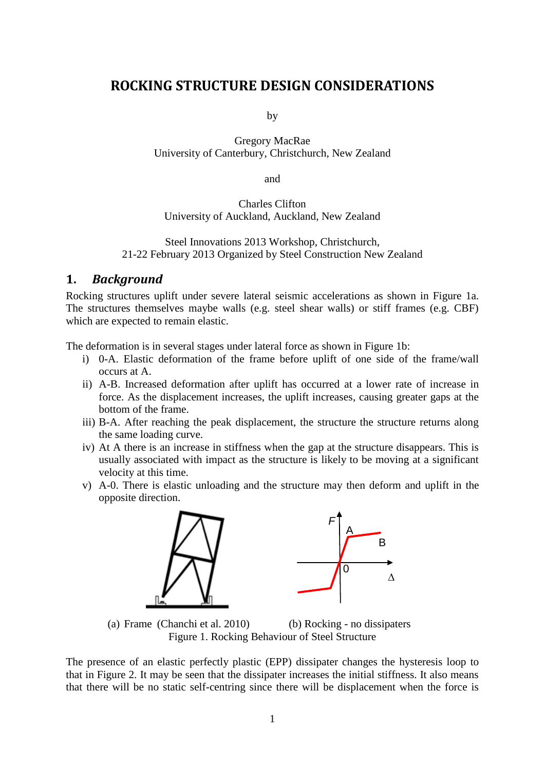# ROCKING STRUCTURE DESIGN CONSIDERATIONS

by

Gregory MacRae
University of Canterbury, Christchurch, New Zealand

and

Charles Clifton
University of Auckland, Auckland, New Zealand

Steel Innovations 2013 Workshop, Christchurch,
21-22 February 2013 Organized by Steel Construction New Zealand

## 1. *Background*

Rocking structures uplift under severe lateral seismic accelerations as shown in Figure 1a. The structures themselves maybe walls (e.g. steel shear walls) or stiff frames (e.g. CBF) which are expected to remain elastic.

The deformation is in several stages under lateral force as shown in Figure 1b:

i) 0-A. Elastic deformation of the frame before uplift of one side of the frame/wall occurs at A.
ii) A-B. Increased deformation after uplift has occurred at a lower rate of increase in force. As the displacement increases, the uplift increases, causing greater gaps at the bottom of the frame.
iii) B-A. After reaching the peak displacement, the structure the structure returns along the same loading curve.
iv) At A there is an increase in stiffness when the gap at the structure disappears. This is usually associated with impact as the structure is likely to be moving at a significant velocity at this time.
v) A-0. There is elastic unloading and the structure may then deform and uplift in the opposite direction.

F
A
B
0
Δ

(a) Frame (Chanchi et al. 2010) (b) Rocking - no dissipaters

Figure 1. Rocking Behaviour of Steel Structure

The presence of an elastic perfectly plastic (EPP) dissipater changes the hysteresis loop to that in Figure 2. It may be seen that the dissipater increases the initial stiffness. It also means that there will be no static self-centring since there will be displacement when the force is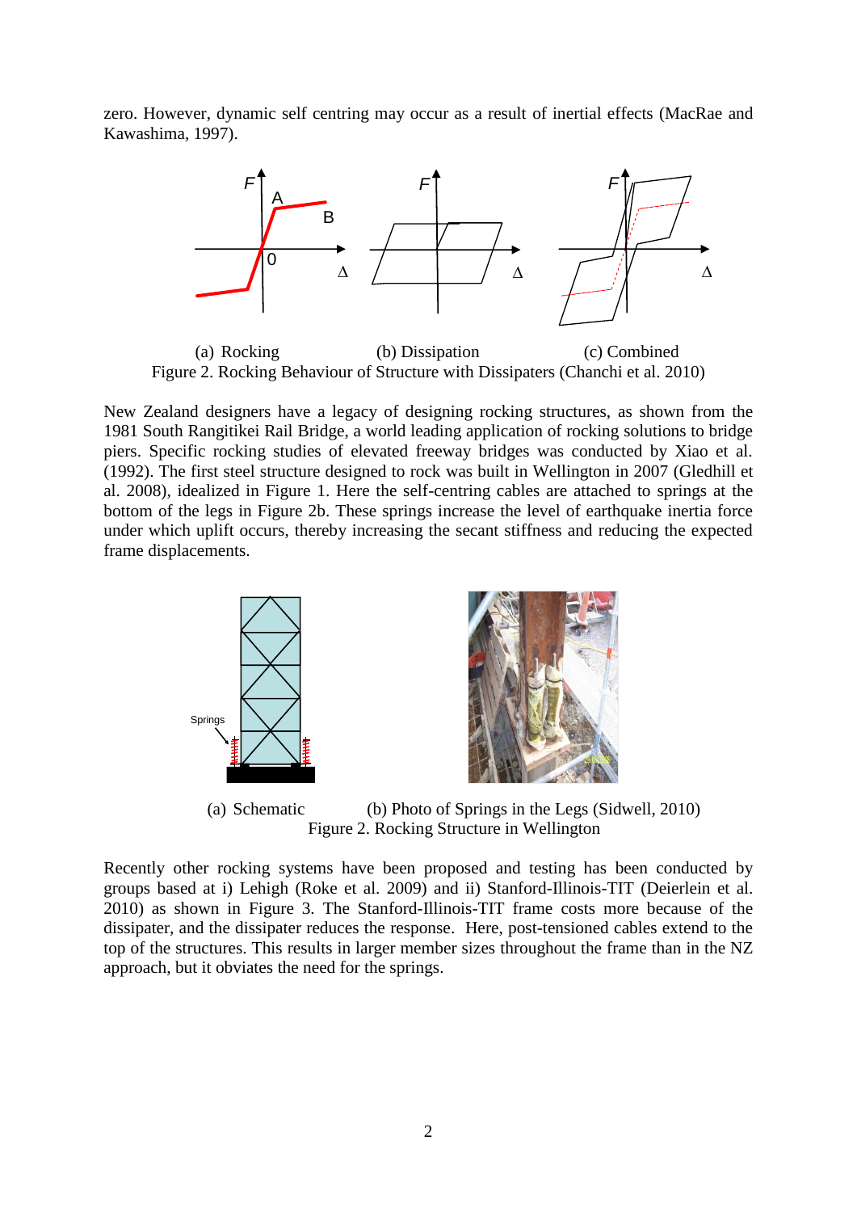zero. However, dynamic self centring may occur as a result of inertial effects (MacRae and Kawashima, 1997).

F
A
B
0
Δ
F
Δ
F
Δ

(a) Rocking (b) Dissipation (c) Combined

Figure 2. Rocking Behaviour of Structure with Dissipaters (Chanchi et al. 2010)

New Zealand designers have a legacy of designing rocking structures, as shown from the 1981 South Rangitikei Rail Bridge, a world leading application of rocking solutions to bridge piers. Specific rocking studies of elevated freeway bridges was conducted by Xiao et al. (1992). The first steel structure designed to rock was built in Wellington in 2007 (Gledhill et al. 2008), idealized in Figure 1. Here the self-centring cables are attached to springs at the bottom of the legs in Figure 2b. These springs increase the level of earthquake inertia force under which uplift occurs, thereby increasing the secant stiffness and reducing the expected frame displacements.

Springs

(a) Schematic (b) Photo of Springs in the Legs (Sidwell, 2010)

Figure 2. Rocking Structure in Wellington

Recently other rocking systems have been proposed and testing has been conducted by groups based at i) Lehigh (Roke et al. 2009) and ii) Stanford-Illinois-TIT (Deierlein et al. 2010) as shown in Figure 3. The Stanford-Illinois-TIT frame costs more because of the dissipater, and the dissipater reduces the response. Here, post-tensioned cables extend to the top of the structures. This results in larger member sizes throughout the frame than in the NZ approach, but it obviates the need for the springs.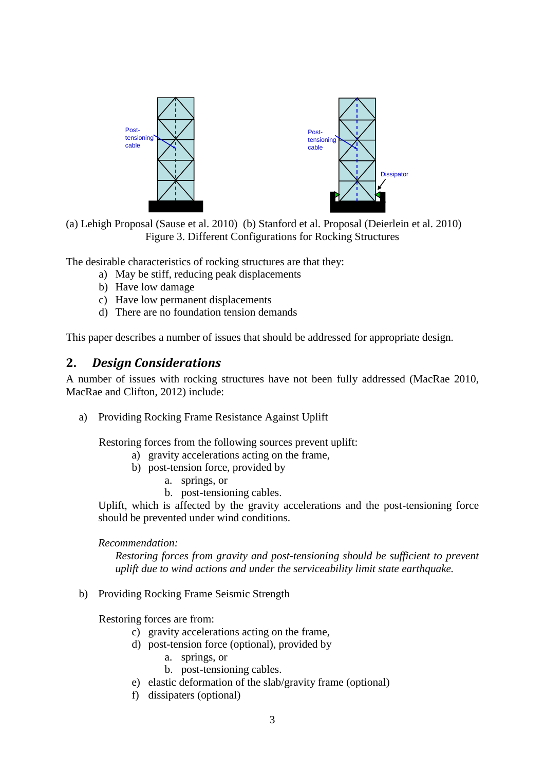Post-tensioning cable

Post-tensioning cable

Dissipator

(a) Lehigh Proposal (Sause et al. 2010) (b) Stanford et al. Proposal (Deierlein et al. 2010)

Figure 3. Different Configurations for Rocking Structures

The desirable characteristics of rocking structures are that they:

a) May be stiff, reducing peak displacements
b) Have low damage
c) Have low permanent displacements
d) There are no foundation tension demands

This paper describes a number of issues that should be addressed for appropriate design.

## 2. *Design Considerations*

A number of issues with rocking structures have not been fully addressed (MacRae 2010, MacRae and Clifton, 2012) include:

a) Providing Rocking Frame Resistance Against Uplift

   Restoring forces from the following sources prevent uplift:

   a) gravity accelerations acting on the frame,
   b) post-tension force, provided by
      a. springs, or
      b. post-tensioning cables.

   Uplift, which is affected by the gravity accelerations and the post-tensioning force should be prevented under wind conditions.

   *Recommendation:*

   *Restoring forces from gravity and post-tensioning should be sufficient to prevent uplift due to wind actions and under the serviceability limit state earthquake.*

b) Providing Rocking Frame Seismic Strength

   Restoring forces are from:

   c) gravity accelerations acting on the frame,
   d) post-tension force (optional), provided by
      a. springs, or
      b. post-tensioning cables.
   e) elastic deformation of the slab/gravity frame (optional)
   f) dissipaters (optional)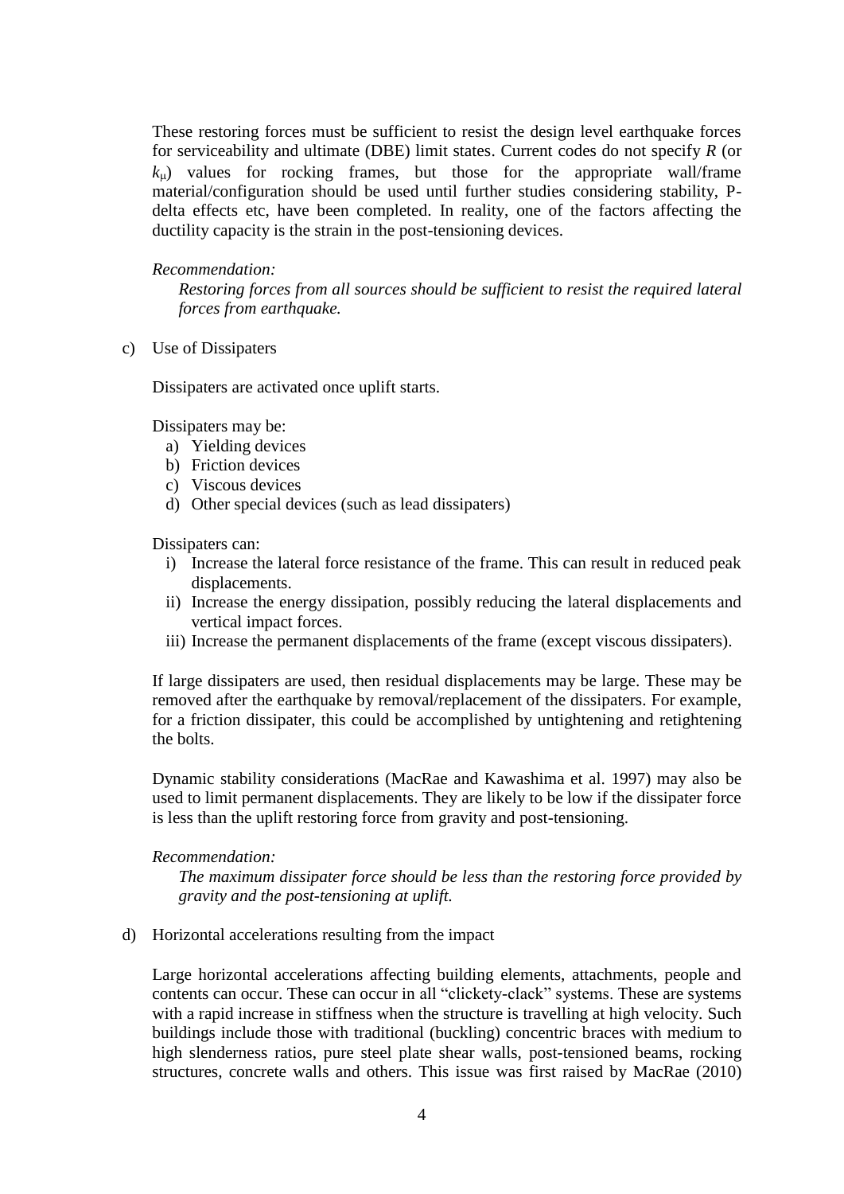These restoring forces must be sufficient to resist the design level earthquake forces for serviceability and ultimate (DBE) limit states. Current codes do not specify $R$ (or $k_{\mu}$) values for rocking frames, but those for the appropriate wall/frame material/configuration should be used until further studies considering stability, P-delta effects etc, have been completed. In reality, one of the factors affecting the ductility capacity is the strain in the post-tensioning devices.

*Recommendation:*

> *Restoring forces from all sources should be sufficient to resist the required lateral forces from earthquake.*

c) Use of Dissipaters

Dissipaters are activated once uplift starts.

Dissipaters may be:

a) Yielding devices
b) Friction devices
c) Viscous devices
d) Other special devices (such as lead dissipaters)

Dissipaters can:

i) Increase the lateral force resistance of the frame. This can result in reduced peak displacements.
ii) Increase the energy dissipation, possibly reducing the lateral displacements and vertical impact forces.
iii) Increase the permanent displacements of the frame (except viscous dissipaters).

If large dissipaters are used, then residual displacements may be large. These may be removed after the earthquake by removal/replacement of the dissipaters. For example, for a friction dissipater, this could be accomplished by untightening and retightening the bolts.

Dynamic stability considerations (MacRae and Kawashima et al. 1997) may also be used to limit permanent displacements. They are likely to be low if the dissipater force is less than the uplift restoring force from gravity and post-tensioning.

*Recommendation:*

> *The maximum dissipater force should be less than the restoring force provided by gravity and the post-tensioning at uplift.*

d) Horizontal accelerations resulting from the impact

Large horizontal accelerations affecting building elements, attachments, people and contents can occur. These can occur in all "clickety-clack" systems. These are systems with a rapid increase in stiffness when the structure is travelling at high velocity. Such buildings include those with traditional (buckling) concentric braces with medium to high slenderness ratios, pure steel plate shear walls, post-tensioned beams, rocking structures, concrete walls and others. This issue was first raised by MacRae (2010)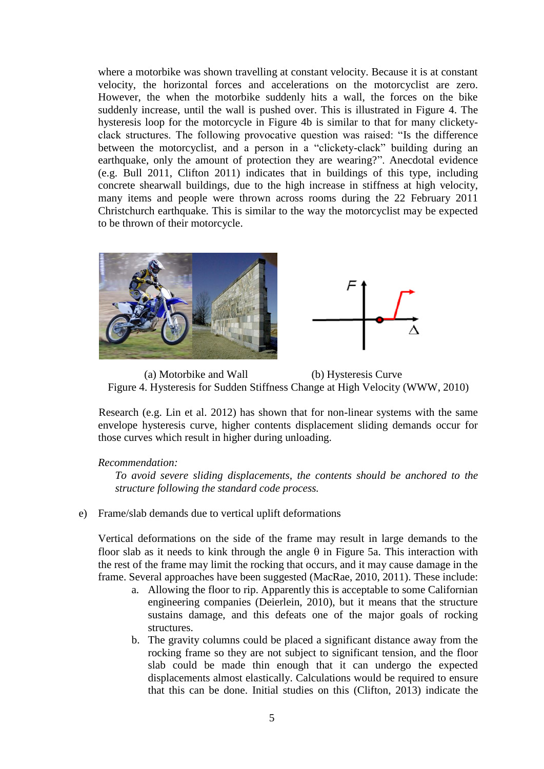where a motorbike was shown travelling at constant velocity. Because it is at constant velocity, the horizontal forces and accelerations on the motorcyclist are zero. However, the when the motorbike suddenly hits a wall, the forces on the bike suddenly increase, until the wall is pushed over. This is illustrated in Figure 4. The hysteresis loop for the motorcycle in Figure 4b is similar to that for many clickety-clack structures. The following provocative question was raised: "Is the difference between the motorcyclist, and a person in a "clickety-clack" building during an earthquake, only the amount of protection they are wearing?". Anecdotal evidence (e.g. Bull 2011, Clifton 2011) indicates that in buildings of this type, including concrete shearwall buildings, due to the high increase in stiffness at high velocity, many items and people were thrown across rooms during the 22 February 2011 Christchurch earthquake. This is similar to the way the motorcyclist may be expected to be thrown of their motorcycle.

F

Δ

(a) Motorbike and Wall (b) Hysteresis Curve

Figure 4. Hysteresis for Sudden Stiffness Change at High Velocity (WWW, 2010)

Research (e.g. Lin et al. 2012) has shown that for non-linear systems with the same envelope hysteresis curve, higher contents displacement sliding demands occur for those curves which result in higher during unloading.

*Recommendation:*

> *To avoid severe sliding displacements, the contents should be anchored to the structure following the standard code process.*

e) Frame/slab demands due to vertical uplift deformations

Vertical deformations on the side of the frame may result in large demands to the floor slab as it needs to kink through the angle θ in Figure 5a. This interaction with the rest of the frame may limit the rocking that occurs, and it may cause damage in the frame. Several approaches have been suggested (MacRae, 2010, 2011). These include:

a. Allowing the floor to rip. Apparently this is acceptable to some Californian engineering companies (Deierlein, 2010), but it means that the structure sustains damage, and this defeats one of the major goals of rocking structures.
b. The gravity columns could be placed a significant distance away from the rocking frame so they are not subject to significant tension, and the floor slab could be made thin enough that it can undergo the expected displacements almost elastically. Calculations would be required to ensure that this can be done. Initial studies on this (Clifton, 2013) indicate the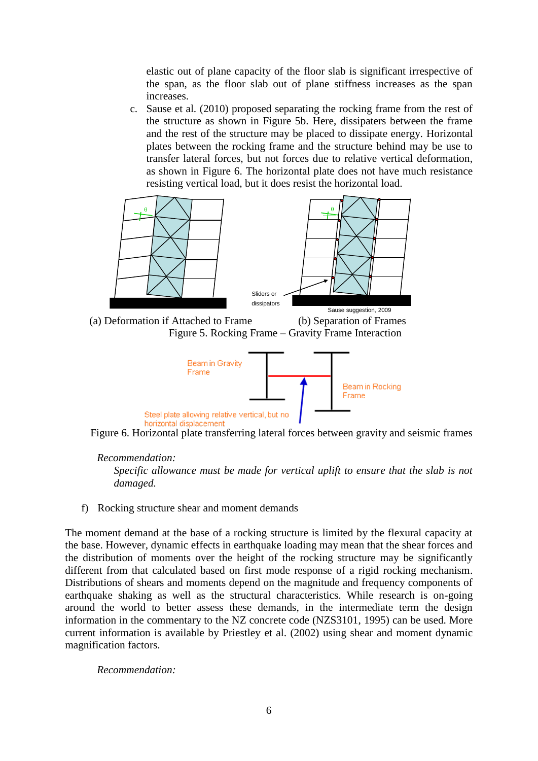elastic out of plane capacity of the floor slab is significant irrespective of the span, as the floor slab out of plane stiffness increases as the span increases.

c. Sause et al. (2010) proposed separating the rocking frame from the rest of the structure as shown in Figure 5b. Here, dissipaters between the frame and the rest of the structure may be placed to dissipate energy. Horizontal plates between the rocking frame and the structure behind may be use to transfer lateral forces, but not forces due to relative vertical deformation, as shown in Figure 6. The horizontal plate does not have much resistance resisting vertical load, but it does resist the horizontal load.

θ

θ

Sliders or dissipators

Sause suggestion, 2009

(a) Deformation if Attached to Frame (b) Separation of Frames

Figure 5. Rocking Frame – Gravity Frame Interaction

Beam in Gravity Frame

Beam in Rocking Frame

Steel plate allowing relative vertical, but no horizontal displacement

Figure 6. Horizontal plate transferring lateral forces between gravity and seismic frames

*Recommendation:*

*Specific allowance must be made for vertical uplift to ensure that the slab is not damaged.*

f) Rocking structure shear and moment demands

The moment demand at the base of a rocking structure is limited by the flexural capacity at the base. However, dynamic effects in earthquake loading may mean that the shear forces and the distribution of moments over the height of the rocking structure may be significantly different from that calculated based on first mode response of a rigid rocking mechanism. Distributions of shears and moments depend on the magnitude and frequency components of earthquake shaking as well as the structural characteristics. While research is on-going around the world to better assess these demands, in the intermediate term the design information in the commentary to the NZ concrete code (NZS3101, 1995) can be used. More current information is available by Priestley et al. (2002) using shear and moment dynamic magnification factors.

*Recommendation:*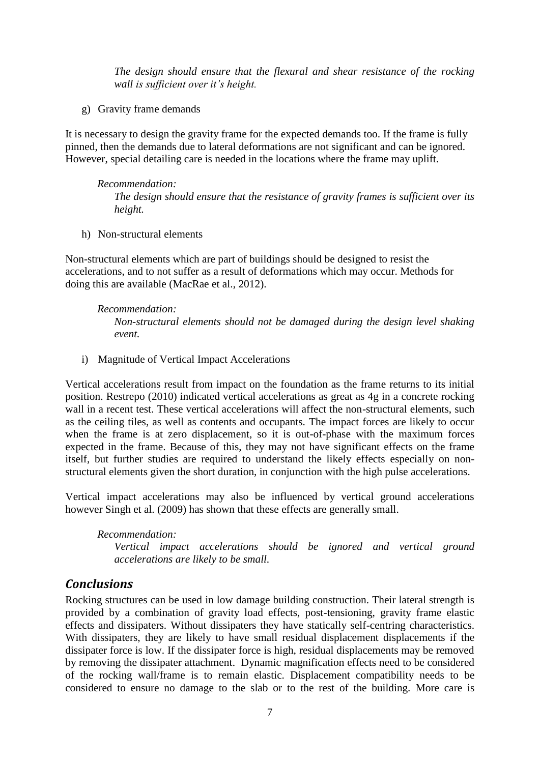*The design should ensure that the flexural and shear resistance of the rocking wall is sufficient over it's height.*

g) Gravity frame demands

It is necessary to design the gravity frame for the expected demands too. If the frame is fully pinned, then the demands due to lateral deformations are not significant and can be ignored. However, special detailing care is needed in the locations where the frame may uplift.

*Recommendation:*

*The design should ensure that the resistance of gravity frames is sufficient over its height.*

h) Non-structural elements

Non-structural elements which are part of buildings should be designed to resist the accelerations, and to not suffer as a result of deformations which may occur. Methods for doing this are available (MacRae et al., 2012).

*Recommendation:*

*Non-structural elements should not be damaged during the design level shaking event.*

i) Magnitude of Vertical Impact Accelerations

Vertical accelerations result from impact on the foundation as the frame returns to its initial position. Restrepo (2010) indicated vertical accelerations as great as 4g in a concrete rocking wall in a recent test. These vertical accelerations will affect the non-structural elements, such as the ceiling tiles, as well as contents and occupants. The impact forces are likely to occur when the frame is at zero displacement, so it is out-of-phase with the maximum forces expected in the frame. Because of this, they may not have significant effects on the frame itself, but further studies are required to understand the likely effects especially on non-structural elements given the short duration, in conjunction with the high pulse accelerations.

Vertical impact accelerations may also be influenced by vertical ground accelerations however Singh et al. (2009) has shown that these effects are generally small.

*Recommendation:*

*Vertical impact accelerations should be ignored and vertical ground accelerations are likely to be small.*

## Conclusions

Rocking structures can be used in low damage building construction. Their lateral strength is provided by a combination of gravity load effects, post-tensioning, gravity frame elastic effects and dissipaters. Without dissipaters they have statically self-centring characteristics. With dissipaters, they are likely to have small residual displacement displacements if the dissipater force is low. If the dissipater force is high, residual displacements may be removed by removing the dissipater attachment. Dynamic magnification effects need to be considered of the rocking wall/frame is to remain elastic. Displacement compatibility needs to be considered to ensure no damage to the slab or to the rest of the building. More care is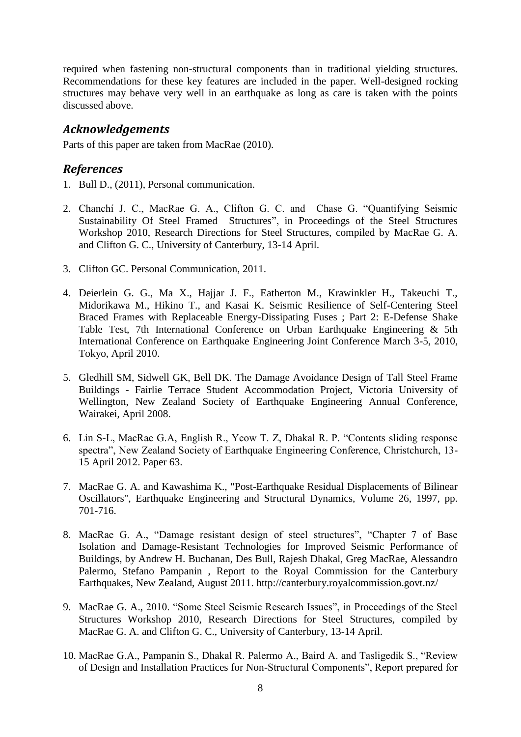required when fastening non-structural components than in traditional yielding structures. Recommendations for these key features are included in the paper. Well-designed rocking structures may behave very well in an earthquake as long as care is taken with the points discussed above.

## *Acknowledgements*

Parts of this paper are taken from MacRae (2010).

## *References*

1. Bull D., (2011), Personal communication.

2. Chanchí J. C., MacRae G. A., Clifton G. C. and Chase G. "Quantifying Seismic Sustainability Of Steel Framed Structures", in Proceedings of the Steel Structures Workshop 2010, Research Directions for Steel Structures, compiled by MacRae G. A. and Clifton G. C., University of Canterbury, 13-14 April.

3. Clifton GC. Personal Communication, 2011.

4. Deierlein G. G., Ma X., Hajjar J. F., Eatherton M., Krawinkler H., Takeuchi T., Midorikawa M., Hikino T., and Kasai K. Seismic Resilience of Self-Centering Steel Braced Frames with Replaceable Energy-Dissipating Fuses ; Part 2: E-Defense Shake Table Test, 7th International Conference on Urban Earthquake Engineering & 5th International Conference on Earthquake Engineering Joint Conference March 3-5, 2010, Tokyo, April 2010.

5. Gledhill SM, Sidwell GK, Bell DK. The Damage Avoidance Design of Tall Steel Frame Buildings - Fairlie Terrace Student Accommodation Project, Victoria University of Wellington, New Zealand Society of Earthquake Engineering Annual Conference, Wairakei, April 2008.

6. Lin S-L, MacRae G.A, English R., Yeow T. Z, Dhakal R. P. "Contents sliding response spectra", New Zealand Society of Earthquake Engineering Conference, Christchurch, 13-15 April 2012. Paper 63.

7. MacRae G. A. and Kawashima K., "Post-Earthquake Residual Displacements of Bilinear Oscillators", Earthquake Engineering and Structural Dynamics, Volume 26, 1997, pp. 701-716.

8. MacRae G. A., "Damage resistant design of steel structures", "Chapter 7 of Base Isolation and Damage-Resistant Technologies for Improved Seismic Performance of Buildings, by Andrew H. Buchanan, Des Bull, Rajesh Dhakal, Greg MacRae, Alessandro Palermo, Stefano Pampanin , Report to the Royal Commission for the Canterbury Earthquakes, New Zealand, August 2011. http://canterbury.royalcommission.govt.nz/

9. MacRae G. A., 2010. "Some Steel Seismic Research Issues", in Proceedings of the Steel Structures Workshop 2010, Research Directions for Steel Structures, compiled by MacRae G. A. and Clifton G. C., University of Canterbury, 13-14 April.

10. MacRae G.A., Pampanin S., Dhakal R. Palermo A., Baird A. and Tasligedik S., "Review of Design and Installation Practices for Non-Structural Components", Report prepared for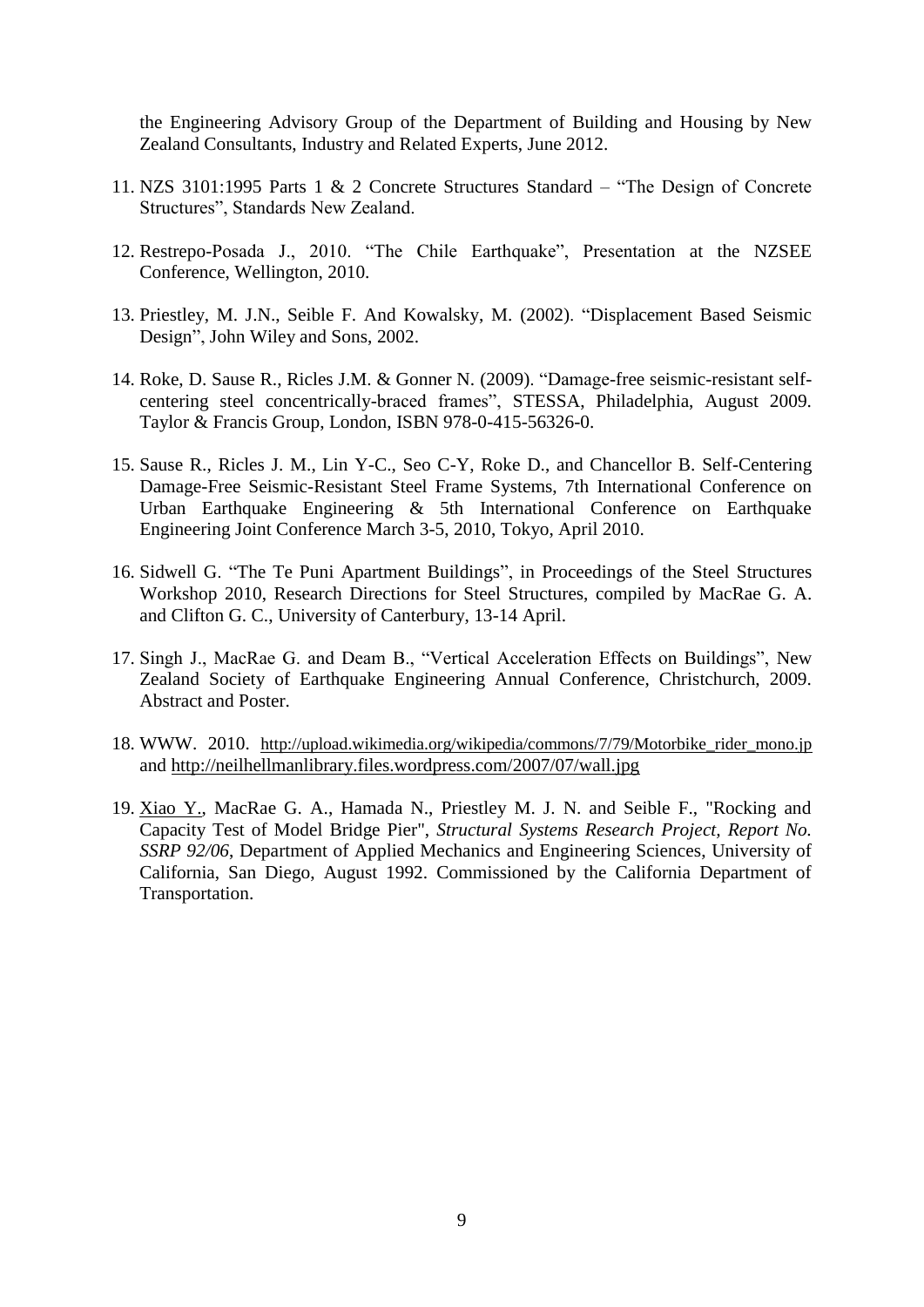the Engineering Advisory Group of the Department of Building and Housing by New Zealand Consultants, Industry and Related Experts, June 2012.

11. NZS 3101:1995 Parts 1 & 2 Concrete Structures Standard – "The Design of Concrete Structures", Standards New Zealand.

12. Restrepo-Posada J., 2010. "The Chile Earthquake", Presentation at the NZSEE Conference, Wellington, 2010.

13. Priestley, M. J.N., Seible F. And Kowalsky, M. (2002). "Displacement Based Seismic Design", John Wiley and Sons, 2002.

14. Roke, D. Sause R., Ricles J.M. & Gonner N. (2009). "Damage-free seismic-resistant self-centering steel concentrically-braced frames", STESSA, Philadelphia, August 2009. Taylor & Francis Group, London, ISBN 978-0-415-56326-0.

15. Sause R., Ricles J. M., Lin Y-C., Seo C-Y, Roke D., and Chancellor B. Self-Centering Damage-Free Seismic-Resistant Steel Frame Systems, 7th International Conference on Urban Earthquake Engineering & 5th International Conference on Earthquake Engineering Joint Conference March 3-5, 2010, Tokyo, April 2010.

16. Sidwell G. "The Te Puni Apartment Buildings", in Proceedings of the Steel Structures Workshop 2010, Research Directions for Steel Structures, compiled by MacRae G. A. and Clifton G. C., University of Canterbury, 13-14 April.

17. Singh J., MacRae G. and Deam B., "Vertical Acceleration Effects on Buildings", New Zealand Society of Earthquake Engineering Annual Conference, Christchurch, 2009. Abstract and Poster.

18. WWW. 2010. http://upload.wikimedia.org/wikipedia/commons/7/79/Motorbike_rider_mono.jp and http://neilhellmanlibrary.files.wordpress.com/2007/07/wall.jpg

19. Xiao Y., MacRae G. A., Hamada N., Priestley M. J. N. and Seible F., "Rocking and Capacity Test of Model Bridge Pier", *Structural Systems Research Project, Report No. SSRP 92/06*, Department of Applied Mechanics and Engineering Sciences, University of California, San Diego, August 1992. Commissioned by the California Department of Transportation.